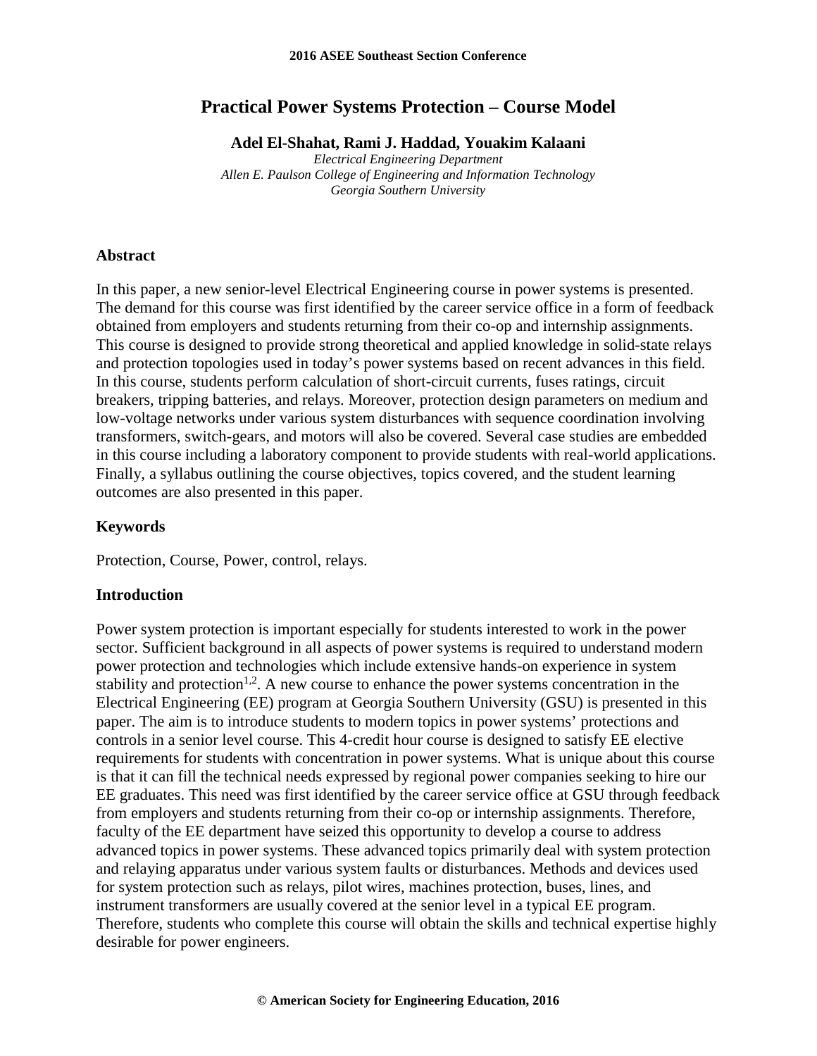# Practical Power Systems Protection – Course Model

**Adel El-Shahat, Rami J. Haddad, Youakim Kalaani**

*Electrical Engineering Department*
*Allen E. Paulson College of Engineering and Information Technology*
*Georgia Southern University*

## Abstract

In this paper, a new senior-level Electrical Engineering course in power systems is presented. The demand for this course was first identified by the career service office in a form of feedback obtained from employers and students returning from their co-op and internship assignments. This course is designed to provide strong theoretical and applied knowledge in solid-state relays and protection topologies used in today's power systems based on recent advances in this field. In this course, students perform calculation of short-circuit currents, fuses ratings, circuit breakers, tripping batteries, and relays. Moreover, protection design parameters on medium and low-voltage networks under various system disturbances with sequence coordination involving transformers, switch-gears, and motors will also be covered. Several case studies are embedded in this course including a laboratory component to provide students with real-world applications. Finally, a syllabus outlining the course objectives, topics covered, and the student learning outcomes are also presented in this paper.

## Keywords

Protection, Course, Power, control, relays.

## Introduction

Power system protection is important especially for students interested to work in the power sector. Sufficient background in all aspects of power systems is required to understand modern power protection and technologies which include extensive hands-on experience in system stability and protection[1,2]. A new course to enhance the power systems concentration in the Electrical Engineering (EE) program at Georgia Southern University (GSU) is presented in this paper. The aim is to introduce students to modern topics in power systems' protections and controls in a senior level course. This 4-credit hour course is designed to satisfy EE elective requirements for students with concentration in power systems. What is unique about this course is that it can fill the technical needs expressed by regional power companies seeking to hire our EE graduates. This need was first identified by the career service office at GSU through feedback from employers and students returning from their co-op or internship assignments. Therefore, faculty of the EE department have seized this opportunity to develop a course to address advanced topics in power systems. These advanced topics primarily deal with system protection and relaying apparatus under various system faults or disturbances. Methods and devices used for system protection such as relays, pilot wires, machines protection, buses, lines, and instrument transformers are usually covered at the senior level in a typical EE program. Therefore, students who complete this course will obtain the skills and technical expertise highly desirable for power engineers.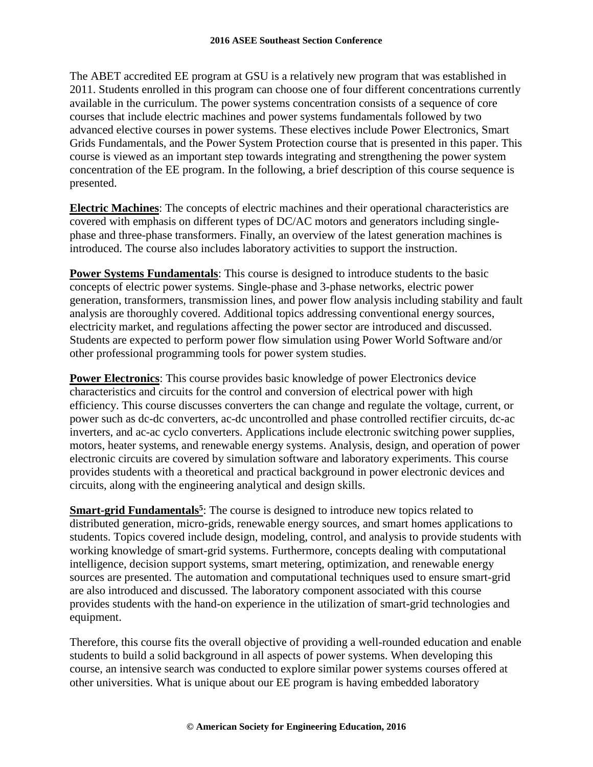The ABET accredited EE program at GSU is a relatively new program that was established in 2011. Students enrolled in this program can choose one of four different concentrations currently available in the curriculum. The power systems concentration consists of a sequence of core courses that include electric machines and power systems fundamentals followed by two advanced elective courses in power systems. These electives include Power Electronics, Smart Grids Fundamentals, and the Power System Protection course that is presented in this paper. This course is viewed as an important step towards integrating and strengthening the power system concentration of the EE program. In the following, a brief description of this course sequence is presented.

**Electric Machines**: The concepts of electric machines and their operational characteristics are covered with emphasis on different types of DC/AC motors and generators including single-phase and three-phase transformers. Finally, an overview of the latest generation machines is introduced. The course also includes laboratory activities to support the instruction.

**Power Systems Fundamentals**: This course is designed to introduce students to the basic concepts of electric power systems. Single-phase and 3-phase networks, electric power generation, transformers, transmission lines, and power flow analysis including stability and fault analysis are thoroughly covered. Additional topics addressing conventional energy sources, electricity market, and regulations affecting the power sector are introduced and discussed. Students are expected to perform power flow simulation using Power World Software and/or other professional programming tools for power system studies.

**Power Electronics**: This course provides basic knowledge of power Electronics device characteristics and circuits for the control and conversion of electrical power with high efficiency. This course discusses converters the can change and regulate the voltage, current, or power such as dc-dc converters, ac-dc uncontrolled and phase controlled rectifier circuits, dc-ac inverters, and ac-ac cyclo converters. Applications include electronic switching power supplies, motors, heater systems, and renewable energy systems. Analysis, design, and operation of power electronic circuits are covered by simulation software and laboratory experiments. This course provides students with a theoretical and practical background in power electronic devices and circuits, along with the engineering analytical and design skills.

**Smart-grid Fundamentals[5]**: The course is designed to introduce new topics related to distributed generation, micro-grids, renewable energy sources, and smart homes applications to students. Topics covered include design, modeling, control, and analysis to provide students with working knowledge of smart-grid systems. Furthermore, concepts dealing with computational intelligence, decision support systems, smart metering, optimization, and renewable energy sources are presented. The automation and computational techniques used to ensure smart-grid are also introduced and discussed. The laboratory component associated with this course provides students with the hand-on experience in the utilization of smart-grid technologies and equipment.

Therefore, this course fits the overall objective of providing a well-rounded education and enable students to build a solid background in all aspects of power systems. When developing this course, an intensive search was conducted to explore similar power systems courses offered at other universities. What is unique about our EE program is having embedded laboratory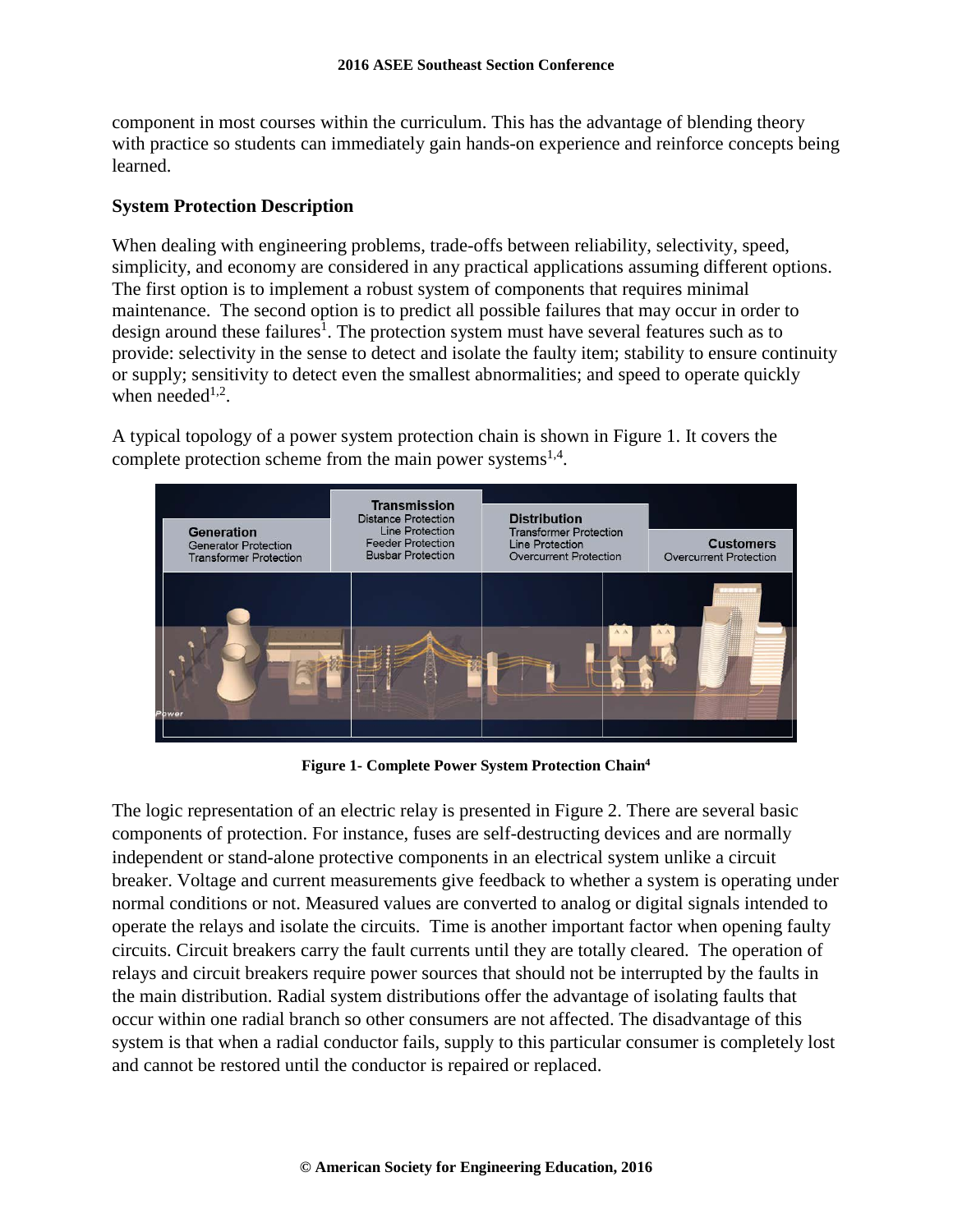component in most courses within the curriculum. This has the advantage of blending theory with practice so students can immediately gain hands-on experience and reinforce concepts being learned.

## System Protection Description

When dealing with engineering problems, trade-offs between reliability, selectivity, speed, simplicity, and economy are considered in any practical applications assuming different options. The first option is to implement a robust system of components that requires minimal maintenance. The second option is to predict all possible failures that may occur in order to design around these failures[1]. The protection system must have several features such as to provide: selectivity in the sense to detect and isolate the faulty item; stability to ensure continuity or supply; sensitivity to detect even the smallest abnormalities; and speed to operate quickly when needed[1,2].

A typical topology of a power system protection chain is shown in Figure 1. It covers the complete protection scheme from the main power systems[1,4].

**Figure 1- Complete Power System Protection Chain[4]**

The logic representation of an electric relay is presented in Figure 2. There are several basic components of protection. For instance, fuses are self-destructing devices and are normally independent or stand-alone protective components in an electrical system unlike a circuit breaker. Voltage and current measurements give feedback to whether a system is operating under normal conditions or not. Measured values are converted to analog or digital signals intended to operate the relays and isolate the circuits. Time is another important factor when opening faulty circuits. Circuit breakers carry the fault currents until they are totally cleared. The operation of relays and circuit breakers require power sources that should not be interrupted by the faults in the main distribution. Radial system distributions offer the advantage of isolating faults that occur within one radial branch so other consumers are not affected. The disadvantage of this system is that when a radial conductor fails, supply to this particular consumer is completely lost and cannot be restored until the conductor is repaired or replaced.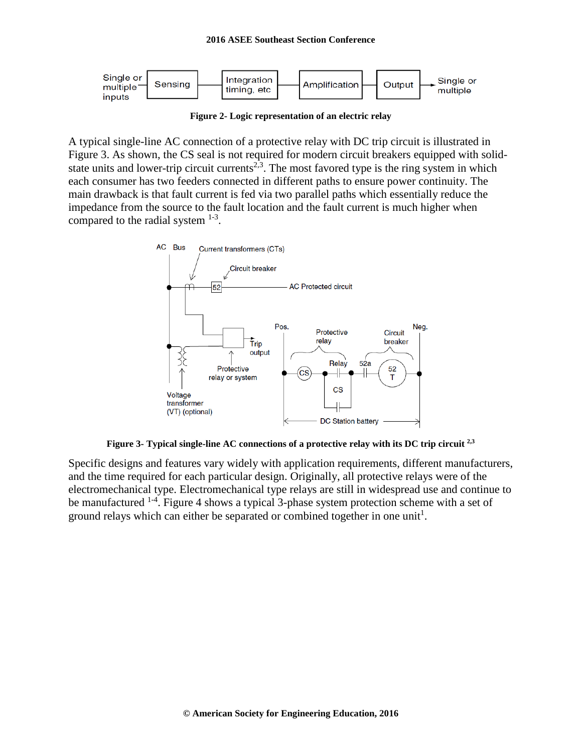Figure 2- Logic representation of an electric relay

A typical single-line AC connection of a protective relay with DC trip circuit is illustrated in Figure 3. As shown, the CS seal is not required for modern circuit breakers equipped with solid-state units and lower-trip circuit currents[2,3]. The most favored type is the ring system in which each consumer has two feeders connected in different paths to ensure power continuity. The main drawback is that fault current is fed via two parallel paths which essentially reduce the impedance from the source to the fault location and the fault current is much higher when compared to the radial system [1-3].

Figure 3- Typical single-line AC connections of a protective relay with its DC trip circuit [2,3]

Specific designs and features vary widely with application requirements, different manufacturers, and the time required for each particular design. Originally, all protective relays were of the electromechanical type. Electromechanical type relays are still in widespread use and continue to be manufactured [1-4]. Figure 4 shows a typical 3-phase system protection scheme with a set of ground relays which can either be separated or combined together in one unit[1].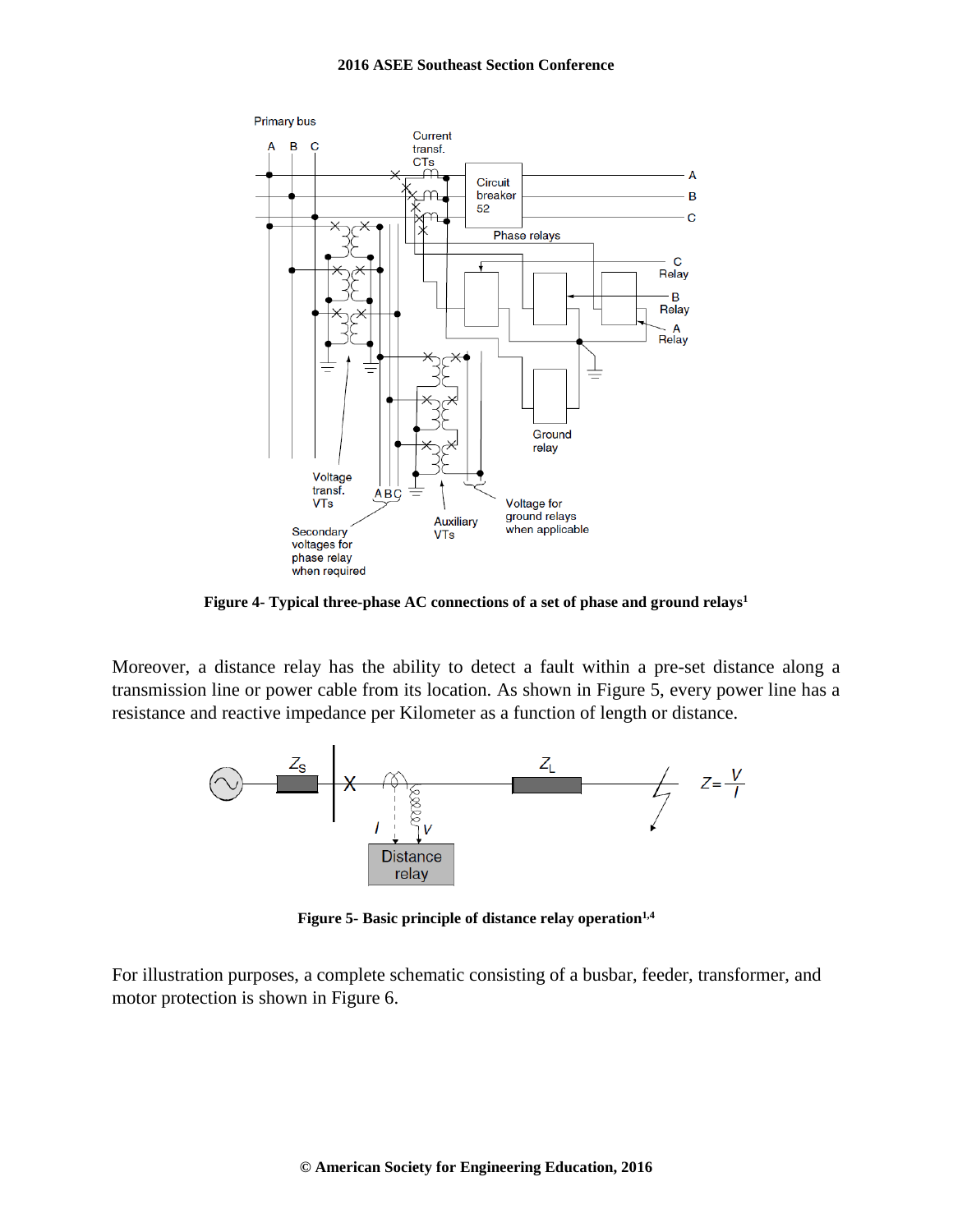Figure 4- Typical three-phase AC connections of a set of phase and ground relays[1]

Moreover, a distance relay has the ability to detect a fault within a pre-set distance along a transmission line or power cable from its location. As shown in Figure 5, every power line has a resistance and reactive impedance per Kilometer as a function of length or distance.

Figure 5- Basic principle of distance relay operation[1,4]

For illustration purposes, a complete schematic consisting of a busbar, feeder, transformer, and motor protection is shown in Figure 6.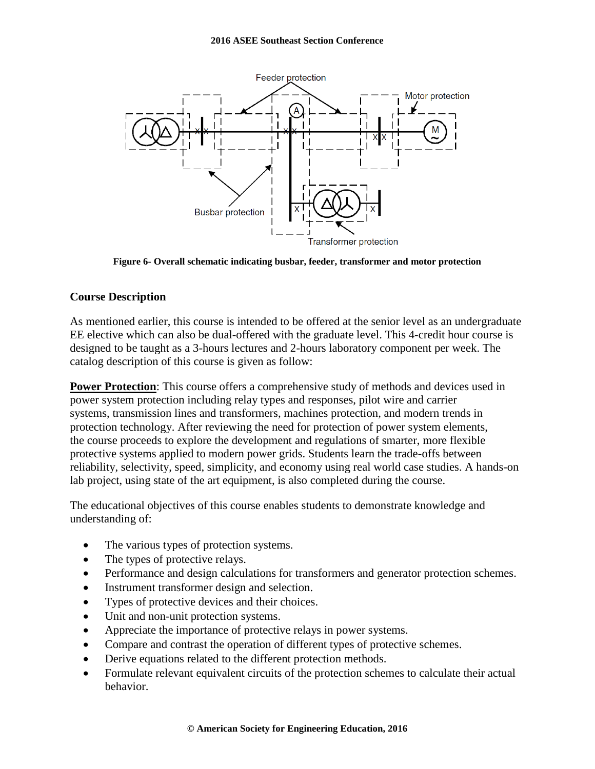Figure 6- Overall schematic indicating busbar, feeder, transformer and motor protection

## Course Description

As mentioned earlier, this course is intended to be offered at the senior level as an undergraduate EE elective which can also be dual-offered with the graduate level. This 4-credit hour course is designed to be taught as a 3-hours lectures and 2-hours laboratory component per week. The catalog description of this course is given as follow:

**Power Protection**: This course offers a comprehensive study of methods and devices used in power system protection including relay types and responses, pilot wire and carrier systems, transmission lines and transformers, machines protection, and modern trends in protection technology. After reviewing the need for protection of power system elements, the course proceeds to explore the development and regulations of smarter, more flexible protective systems applied to modern power grids. Students learn the trade-offs between reliability, selectivity, speed, simplicity, and economy using real world case studies. A hands-on lab project, using state of the art equipment, is also completed during the course.

The educational objectives of this course enables students to demonstrate knowledge and understanding of:

- The various types of protection systems.
- The types of protective relays.
- Performance and design calculations for transformers and generator protection schemes.
- Instrument transformer design and selection.
- Types of protective devices and their choices.
- Unit and non-unit protection systems.
- Appreciate the importance of protective relays in power systems.
- Compare and contrast the operation of different types of protective schemes.
- Derive equations related to the different protection methods.
- Formulate relevant equivalent circuits of the protection schemes to calculate their actual behavior.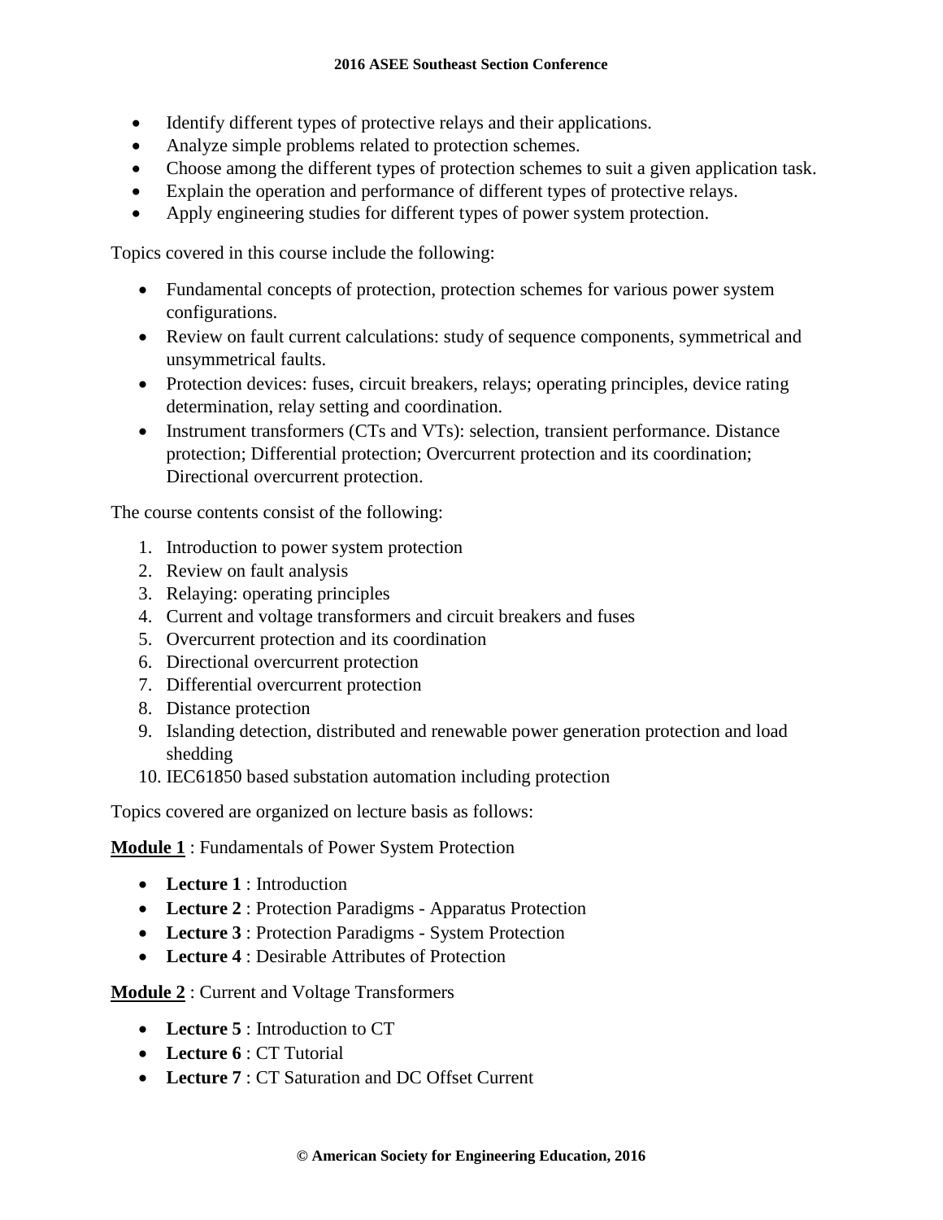- Identify different types of protective relays and their applications.
- Analyze simple problems related to protection schemes.
- Choose among the different types of protection schemes to suit a given application task.
- Explain the operation and performance of different types of protective relays.
- Apply engineering studies for different types of power system protection.

Topics covered in this course include the following:

- Fundamental concepts of protection, protection schemes for various power system configurations.
- Review on fault current calculations: study of sequence components, symmetrical and unsymmetrical faults.
- Protection devices: fuses, circuit breakers, relays; operating principles, device rating determination, relay setting and coordination.
- Instrument transformers (CTs and VTs): selection, transient performance. Distance protection; Differential protection; Overcurrent protection and its coordination; Directional overcurrent protection.

The course contents consist of the following:

1. Introduction to power system protection
2. Review on fault analysis
3. Relaying: operating principles
4. Current and voltage transformers and circuit breakers and fuses
5. Overcurrent protection and its coordination
6. Directional overcurrent protection
7. Differential overcurrent protection
8. Distance protection
9. Islanding detection, distributed and renewable power generation protection and load shedding
10. IEC61850 based substation automation including protection

Topics covered are organized on lecture basis as follows:

**Module 1** : Fundamentals of Power System Protection

- **Lecture 1** : Introduction
- **Lecture 2** : Protection Paradigms - Apparatus Protection
- **Lecture 3** : Protection Paradigms - System Protection
- **Lecture 4** : Desirable Attributes of Protection

**Module 2** : Current and Voltage Transformers

- **Lecture 5** : Introduction to CT
- **Lecture 6** : CT Tutorial
- **Lecture 7** : CT Saturation and DC Offset Current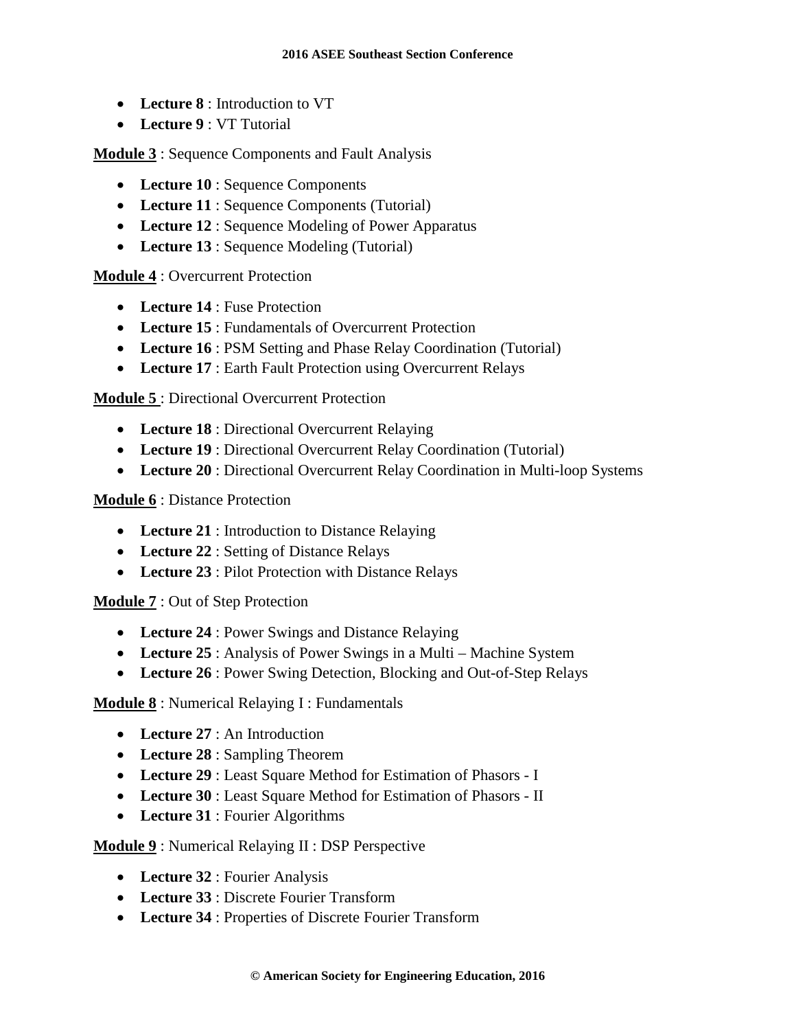- **Lecture 8** : Introduction to VT
- **Lecture 9** : VT Tutorial

**Module 3** : Sequence Components and Fault Analysis

- **Lecture 10** : Sequence Components
- **Lecture 11** : Sequence Components (Tutorial)
- **Lecture 12** : Sequence Modeling of Power Apparatus
- **Lecture 13** : Sequence Modeling (Tutorial)

**Module 4** : Overcurrent Protection

- **Lecture 14** : Fuse Protection
- **Lecture 15** : Fundamentals of Overcurrent Protection
- **Lecture 16** : PSM Setting and Phase Relay Coordination (Tutorial)
- **Lecture 17** : Earth Fault Protection using Overcurrent Relays

**Module 5** : Directional Overcurrent Protection

- **Lecture 18** : Directional Overcurrent Relaying
- **Lecture 19** : Directional Overcurrent Relay Coordination (Tutorial)
- **Lecture 20** : Directional Overcurrent Relay Coordination in Multi-loop Systems

**Module 6** : Distance Protection

- **Lecture 21** : Introduction to Distance Relaying
- **Lecture 22** : Setting of Distance Relays
- **Lecture 23** : Pilot Protection with Distance Relays

**Module 7** : Out of Step Protection

- **Lecture 24** : Power Swings and Distance Relaying
- **Lecture 25** : Analysis of Power Swings in a Multi – Machine System
- **Lecture 26** : Power Swing Detection, Blocking and Out-of-Step Relays

**Module 8** : Numerical Relaying I : Fundamentals

- **Lecture 27** : An Introduction
- **Lecture 28** : Sampling Theorem
- **Lecture 29** : Least Square Method for Estimation of Phasors - I
- **Lecture 30** : Least Square Method for Estimation of Phasors - II
- **Lecture 31** : Fourier Algorithms

**Module 9** : Numerical Relaying II : DSP Perspective

- **Lecture 32** : Fourier Analysis
- **Lecture 33** : Discrete Fourier Transform
- **Lecture 34** : Properties of Discrete Fourier Transform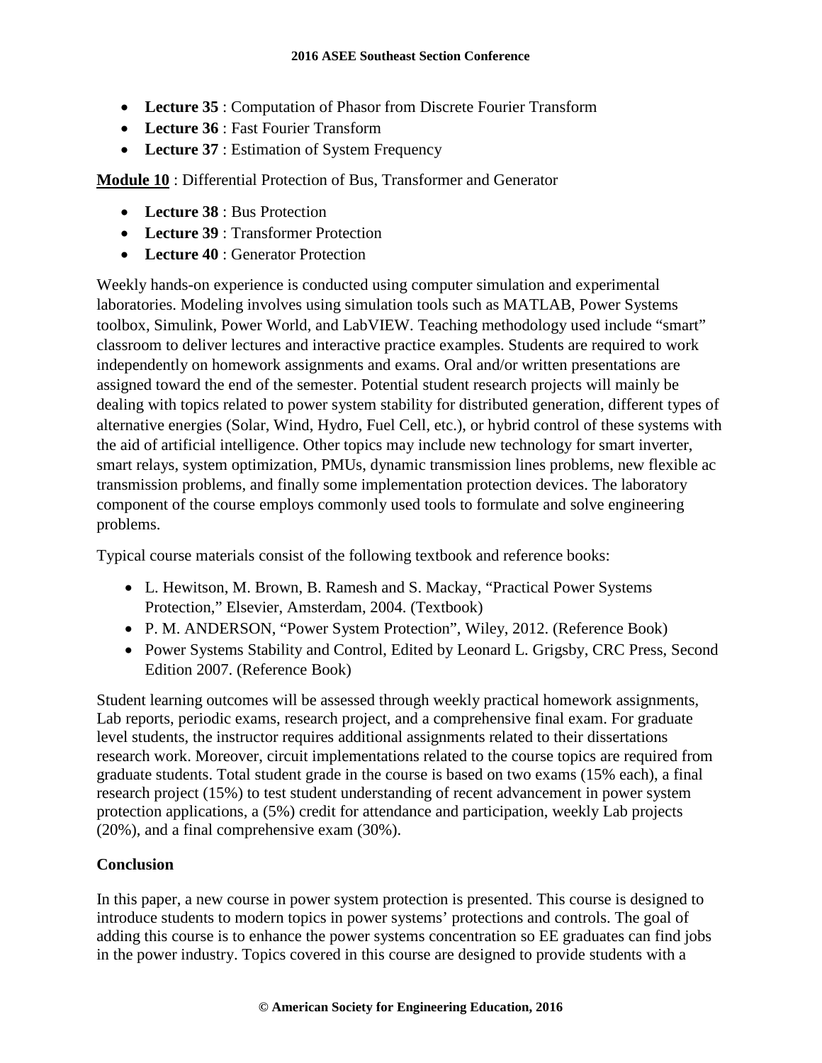- **Lecture 35** : Computation of Phasor from Discrete Fourier Transform
- **Lecture 36** : Fast Fourier Transform
- **Lecture 37** : Estimation of System Frequency

**Module 10** : Differential Protection of Bus, Transformer and Generator

- **Lecture 38** : Bus Protection
- **Lecture 39** : Transformer Protection
- **Lecture 40** : Generator Protection

Weekly hands-on experience is conducted using computer simulation and experimental laboratories. Modeling involves using simulation tools such as MATLAB, Power Systems toolbox, Simulink, Power World, and LabVIEW. Teaching methodology used include "smart" classroom to deliver lectures and interactive practice examples. Students are required to work independently on homework assignments and exams. Oral and/or written presentations are assigned toward the end of the semester. Potential student research projects will mainly be dealing with topics related to power system stability for distributed generation, different types of alternative energies (Solar, Wind, Hydro, Fuel Cell, etc.), or hybrid control of these systems with the aid of artificial intelligence. Other topics may include new technology for smart inverter, smart relays, system optimization, PMUs, dynamic transmission lines problems, new flexible ac transmission problems, and finally some implementation protection devices. The laboratory component of the course employs commonly used tools to formulate and solve engineering problems.

Typical course materials consist of the following textbook and reference books:

- L. Hewitson, M. Brown, B. Ramesh and S. Mackay, "Practical Power Systems Protection," Elsevier, Amsterdam, 2004. (Textbook)
- P. M. ANDERSON, "Power System Protection", Wiley, 2012. (Reference Book)
- Power Systems Stability and Control, Edited by Leonard L. Grigsby, CRC Press, Second Edition 2007. (Reference Book)

Student learning outcomes will be assessed through weekly practical homework assignments, Lab reports, periodic exams, research project, and a comprehensive final exam. For graduate level students, the instructor requires additional assignments related to their dissertations research work. Moreover, circuit implementations related to the course topics are required from graduate students. Total student grade in the course is based on two exams (15% each), a final research project (15%) to test student understanding of recent advancement in power system protection applications, a (5%) credit for attendance and participation, weekly Lab projects (20%), and a final comprehensive exam (30%).

### Conclusion

In this paper, a new course in power system protection is presented. This course is designed to introduce students to modern topics in power systems' protections and controls. The goal of adding this course is to enhance the power systems concentration so EE graduates can find jobs in the power industry. Topics covered in this course are designed to provide students with a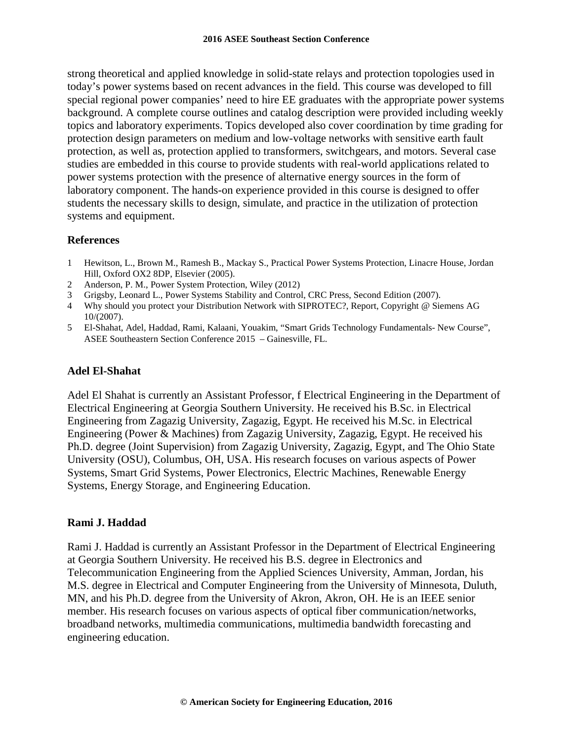strong theoretical and applied knowledge in solid-state relays and protection topologies used in today's power systems based on recent advances in the field. This course was developed to fill special regional power companies' need to hire EE graduates with the appropriate power systems background. A complete course outlines and catalog description were provided including weekly topics and laboratory experiments. Topics developed also cover coordination by time grading for protection design parameters on medium and low-voltage networks with sensitive earth fault protection, as well as, protection applied to transformers, switchgears, and motors. Several case studies are embedded in this course to provide students with real-world applications related to power systems protection with the presence of alternative energy sources in the form of laboratory component. The hands-on experience provided in this course is designed to offer students the necessary skills to design, simulate, and practice in the utilization of protection systems and equipment.

## References

1. Hewitson, L., Brown M., Ramesh B., Mackay S., Practical Power Systems Protection, Linacre House, Jordan Hill, Oxford OX2 8DP, Elsevier (2005).
2. Anderson, P. M., Power System Protection, Wiley (2012)
3. Grigsby, Leonard L., Power Systems Stability and Control, CRC Press, Second Edition (2007).
4. Why should you protect your Distribution Network with SIPROTEC?, Report, Copyright @ Siemens AG 10/(2007).
5. El-Shahat, Adel, Haddad, Rami, Kalaani, Youakim, "Smart Grids Technology Fundamentals- New Course", ASEE Southeastern Section Conference 2015 – Gainesville, FL.

## Adel El-Shahat

Adel El Shahat is currently an Assistant Professor, f Electrical Engineering in the Department of Electrical Engineering at Georgia Southern University. He received his B.Sc. in Electrical Engineering from Zagazig University, Zagazig, Egypt. He received his M.Sc. in Electrical Engineering (Power & Machines) from Zagazig University, Zagazig, Egypt. He received his Ph.D. degree (Joint Supervision) from Zagazig University, Zagazig, Egypt, and The Ohio State University (OSU), Columbus, OH, USA. His research focuses on various aspects of Power Systems, Smart Grid Systems, Power Electronics, Electric Machines, Renewable Energy Systems, Energy Storage, and Engineering Education.

## Rami J. Haddad

Rami J. Haddad is currently an Assistant Professor in the Department of Electrical Engineering at Georgia Southern University. He received his B.S. degree in Electronics and Telecommunication Engineering from the Applied Sciences University, Amman, Jordan, his M.S. degree in Electrical and Computer Engineering from the University of Minnesota, Duluth, MN, and his Ph.D. degree from the University of Akron, Akron, OH. He is an IEEE senior member. His research focuses on various aspects of optical fiber communication/networks, broadband networks, multimedia communications, multimedia bandwidth forecasting and engineering education.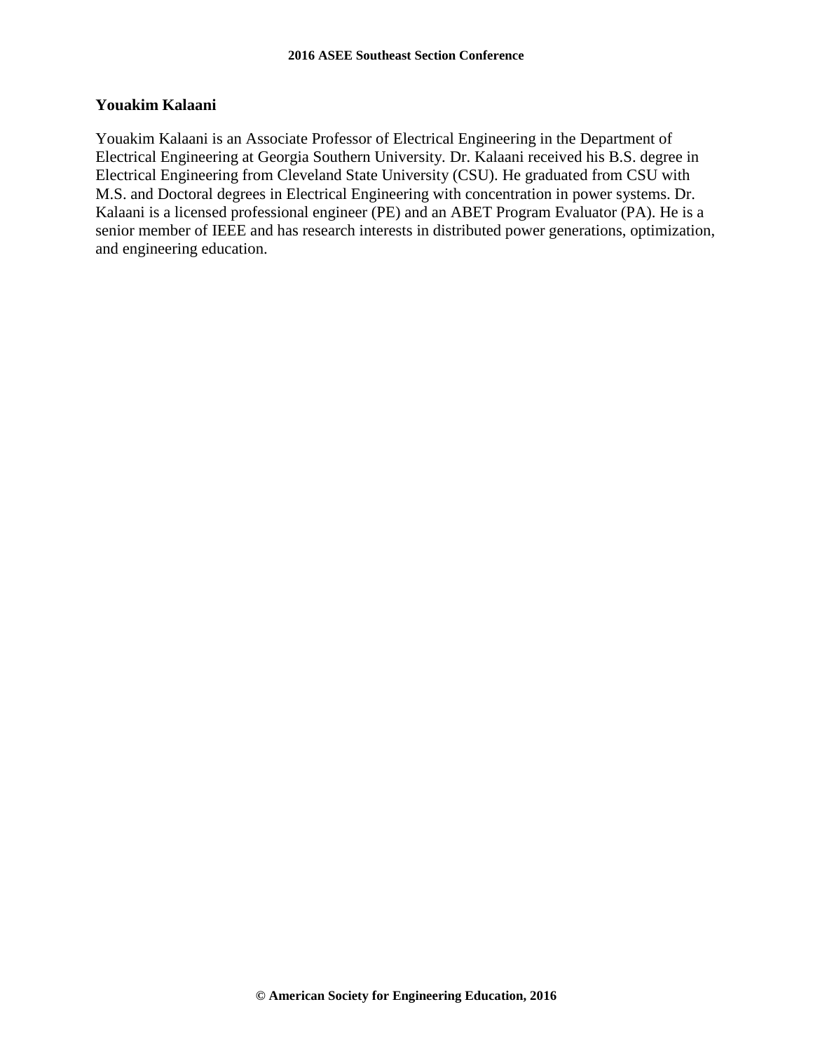### Youakim Kalaani

Youakim Kalaani is an Associate Professor of Electrical Engineering in the Department of Electrical Engineering at Georgia Southern University. Dr. Kalaani received his B.S. degree in Electrical Engineering from Cleveland State University (CSU). He graduated from CSU with M.S. and Doctoral degrees in Electrical Engineering with concentration in power systems. Dr. Kalaani is a licensed professional engineer (PE) and an ABET Program Evaluator (PA). He is a senior member of IEEE and has research interests in distributed power generations, optimization, and engineering education.